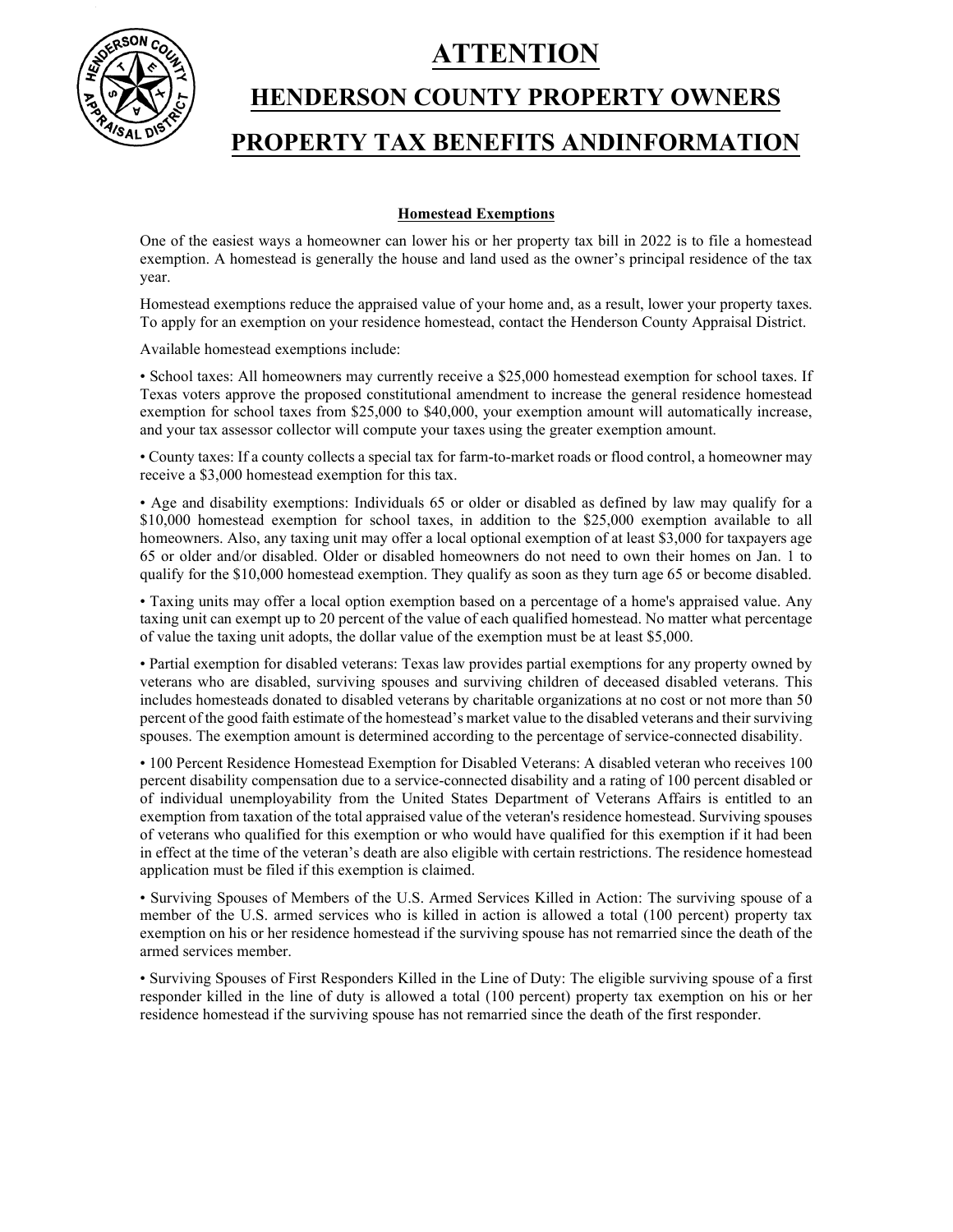# ATTENTION

# HENDERSON COUNTY PROPERTY OWNERS

# PROPERTY TAX BENEFITS ANDINFORMATION

## Homestead Exemptions

One of the easiest ways a homeowner can lower his or her property tax bill in 2022 is to file a homestead exemption. A homestead is generally the house and land used as the owner's principal residence of the tax year.

Homestead exemptions reduce the appraised value of your home and, as a result, lower your property taxes. To apply for an exemption on your residence homestead, contact the Henderson County Appraisal District.

Available homestead exemptions include:

• School taxes: All homeowners may currently receive a $25,000 homestead exemption for school taxes. If Texas voters approve the proposed constitutional amendment to increase the general residence homestead exemption for school taxes from $25,000 to $40,000, your exemption amount will automatically increase, and your tax assessor collector will compute your taxes using the greater exemption amount.

• County taxes: If a county collects a special tax for farm-to-market roads or flood control, a homeowner may receive a $3,000 homestead exemption for this tax.

• Age and disability exemptions: Individuals 65 or older or disabled as defined by law may qualify for a $10,000 homestead exemption for school taxes, in addition to the $25,000 exemption available to all homeowners. Also, any taxing unit may offer a local optional exemption of at least $3,000 for taxpayers age 65 or older and/or disabled. Older or disabled homeowners do not need to own their homes on Jan. 1 to qualify for the $10,000 homestead exemption. They qualify as soon as they turn age 65 or become disabled.

• Taxing units may offer a local option exemption based on a percentage of a home's appraised value. Any taxing unit can exempt up to 20 percent of the value of each qualified homestead. No matter what percentage of value the taxing unit adopts, the dollar value of the exemption must be at least $5,000.

• Partial exemption for disabled veterans: Texas law provides partial exemptions for any property owned by veterans who are disabled, surviving spouses and surviving children of deceased disabled veterans. This includes homesteads donated to disabled veterans by charitable organizations at no cost or not more than 50 percent of the good faith estimate of the homestead's market value to the disabled veterans and their surviving spouses. The exemption amount is determined according to the percentage of service-connected disability.

• 100 Percent Residence Homestead Exemption for Disabled Veterans: A disabled veteran who receives 100 percent disability compensation due to a service-connected disability and a rating of 100 percent disabled or of individual unemployability from the United States Department of Veterans Affairs is entitled to an exemption from taxation of the total appraised value of the veteran's residence homestead. Surviving spouses of veterans who qualified for this exemption or who would have qualified for this exemption if it had been in effect at the time of the veteran's death are also eligible with certain restrictions. The residence homestead application must be filed if this exemption is claimed.

• Surviving Spouses of Members of the U.S. Armed Services Killed in Action: The surviving spouse of a member of the U.S. armed services who is killed in action is allowed a total (100 percent) property tax exemption on his or her residence homestead if the surviving spouse has not remarried since the death of the armed services member.

• Surviving Spouses of First Responders Killed in the Line of Duty: The eligible surviving spouse of a first responder killed in the line of duty is allowed a total (100 percent) property tax exemption on his or her residence homestead if the surviving spouse has not remarried since the death of the first responder.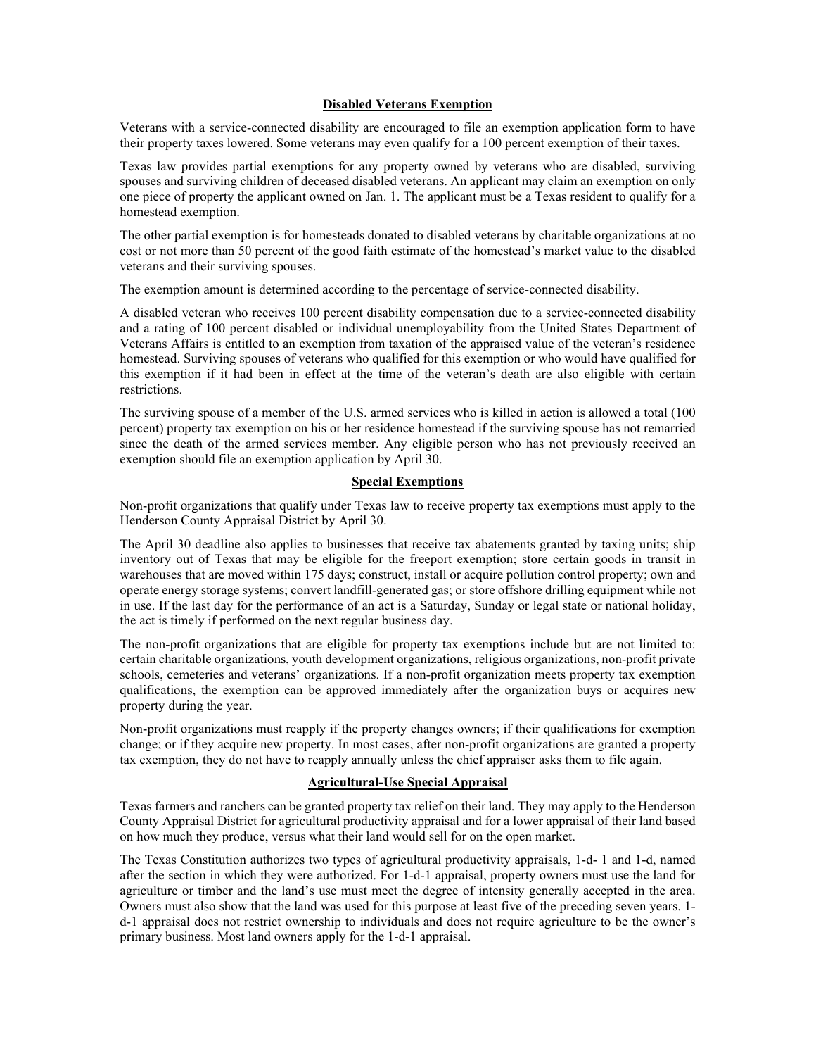## Disabled Veterans Exemption

Veterans with a service-connected disability are encouraged to file an exemption application form to have their property taxes lowered. Some veterans may even qualify for a 100 percent exemption of their taxes.

Texas law provides partial exemptions for any property owned by veterans who are disabled, surviving spouses and surviving children of deceased disabled veterans. An applicant may claim an exemption on only one piece of property the applicant owned on Jan. 1. The applicant must be a Texas resident to qualify for a homestead exemption.

The other partial exemption is for homesteads donated to disabled veterans by charitable organizations at no cost or not more than 50 percent of the good faith estimate of the homestead's market value to the disabled veterans and their surviving spouses.

The exemption amount is determined according to the percentage of service-connected disability.

A disabled veteran who receives 100 percent disability compensation due to a service-connected disability and a rating of 100 percent disabled or individual unemployability from the United States Department of Veterans Affairs is entitled to an exemption from taxation of the appraised value of the veteran's residence homestead. Surviving spouses of veterans who qualified for this exemption or who would have qualified for this exemption if it had been in effect at the time of the veteran's death are also eligible with certain restrictions.

The surviving spouse of a member of the U.S. armed services who is killed in action is allowed a total (100 percent) property tax exemption on his or her residence homestead if the surviving spouse has not remarried since the death of the armed services member. Any eligible person who has not previously received an exemption should file an exemption application by April 30.

## Special Exemptions

Non-profit organizations that qualify under Texas law to receive property tax exemptions must apply to the Henderson County Appraisal District by April 30.

The April 30 deadline also applies to businesses that receive tax abatements granted by taxing units; ship inventory out of Texas that may be eligible for the freeport exemption; store certain goods in transit in warehouses that are moved within 175 days; construct, install or acquire pollution control property; own and operate energy storage systems; convert landfill-generated gas; or store offshore drilling equipment while not in use. If the last day for the performance of an act is a Saturday, Sunday or legal state or national holiday, the act is timely if performed on the next regular business day.

The non-profit organizations that are eligible for property tax exemptions include but are not limited to: certain charitable organizations, youth development organizations, religious organizations, non-profit private schools, cemeteries and veterans' organizations. If a non-profit organization meets property tax exemption qualifications, the exemption can be approved immediately after the organization buys or acquires new property during the year.

Non-profit organizations must reapply if the property changes owners; if their qualifications for exemption change; or if they acquire new property. In most cases, after non-profit organizations are granted a property tax exemption, they do not have to reapply annually unless the chief appraiser asks them to file again.

## Agricultural-Use Special Appraisal

Texas farmers and ranchers can be granted property tax relief on their land. They may apply to the Henderson County Appraisal District for agricultural productivity appraisal and for a lower appraisal of their land based on how much they produce, versus what their land would sell for on the open market.

The Texas Constitution authorizes two types of agricultural productivity appraisals, 1-d- 1 and 1-d, named after the section in which they were authorized. For 1-d-1 appraisal, property owners must use the land for agriculture or timber and the land's use must meet the degree of intensity generally accepted in the area. Owners must also show that the land was used for this purpose at least five of the preceding seven years. 1-d-1 appraisal does not restrict ownership to individuals and does not require agriculture to be the owner's primary business. Most land owners apply for the 1-d-1 appraisal.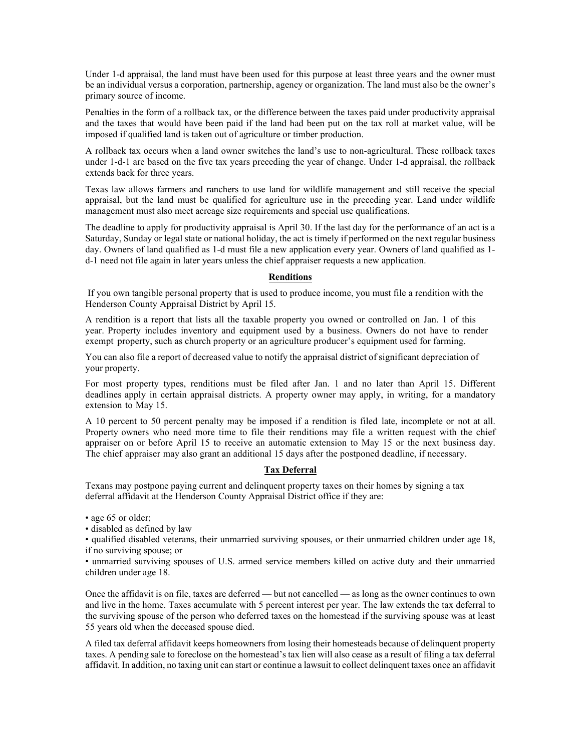Under 1-d appraisal, the land must have been used for this purpose at least three years and the owner must be an individual versus a corporation, partnership, agency or organization. The land must also be the owner's primary source of income.

Penalties in the form of a rollback tax, or the difference between the taxes paid under productivity appraisal and the taxes that would have been paid if the land had been put on the tax roll at market value, will be imposed if qualified land is taken out of agriculture or timber production.

A rollback tax occurs when a land owner switches the land's use to non-agricultural. These rollback taxes under 1-d-1 are based on the five tax years preceding the year of change. Under 1-d appraisal, the rollback extends back for three years.

Texas law allows farmers and ranchers to use land for wildlife management and still receive the special appraisal, but the land must be qualified for agriculture use in the preceding year. Land under wildlife management must also meet acreage size requirements and special use qualifications.

The deadline to apply for productivity appraisal is April 30. If the last day for the performance of an act is a Saturday, Sunday or legal state or national holiday, the act is timely if performed on the next regular business day. Owners of land qualified as 1-d must file a new application every year. Owners of land qualified as 1-d-1 need not file again in later years unless the chief appraiser requests a new application.

## Renditions

If you own tangible personal property that is used to produce income, you must file a rendition with the Henderson County Appraisal District by April 15.

A rendition is a report that lists all the taxable property you owned or controlled on Jan. 1 of this year. Property includes inventory and equipment used by a business. Owners do not have to render exempt property, such as church property or an agriculture producer's equipment used for farming.

You can also file a report of decreased value to notify the appraisal district of significant depreciation of your property.

For most property types, renditions must be filed after Jan. 1 and no later than April 15. Different deadlines apply in certain appraisal districts. A property owner may apply, in writing, for a mandatory extension to May 15.

A 10 percent to 50 percent penalty may be imposed if a rendition is filed late, incomplete or not at all. Property owners who need more time to file their renditions may file a written request with the chief appraiser on or before April 15 to receive an automatic extension to May 15 or the next business day. The chief appraiser may also grant an additional 15 days after the postponed deadline, if necessary.

## Tax Deferral

Texans may postpone paying current and delinquent property taxes on their homes by signing a tax deferral affidavit at the Henderson County Appraisal District office if they are:

- age 65 or older;
- disabled as defined by law
- qualified disabled veterans, their unmarried surviving spouses, or their unmarried children under age 18, if no surviving spouse; or
- unmarried surviving spouses of U.S. armed service members killed on active duty and their unmarried children under age 18.

Once the affidavit is on file, taxes are deferred — but not cancelled — as long as the owner continues to own and live in the home. Taxes accumulate with 5 percent interest per year. The law extends the tax deferral to the surviving spouse of the person who deferred taxes on the homestead if the surviving spouse was at least 55 years old when the deceased spouse died.

A filed tax deferral affidavit keeps homeowners from losing their homesteads because of delinquent property taxes. A pending sale to foreclose on the homestead's tax lien will also cease as a result of filing a tax deferral affidavit. In addition, no taxing unit can start or continue a lawsuit to collect delinquent taxes once an affidavit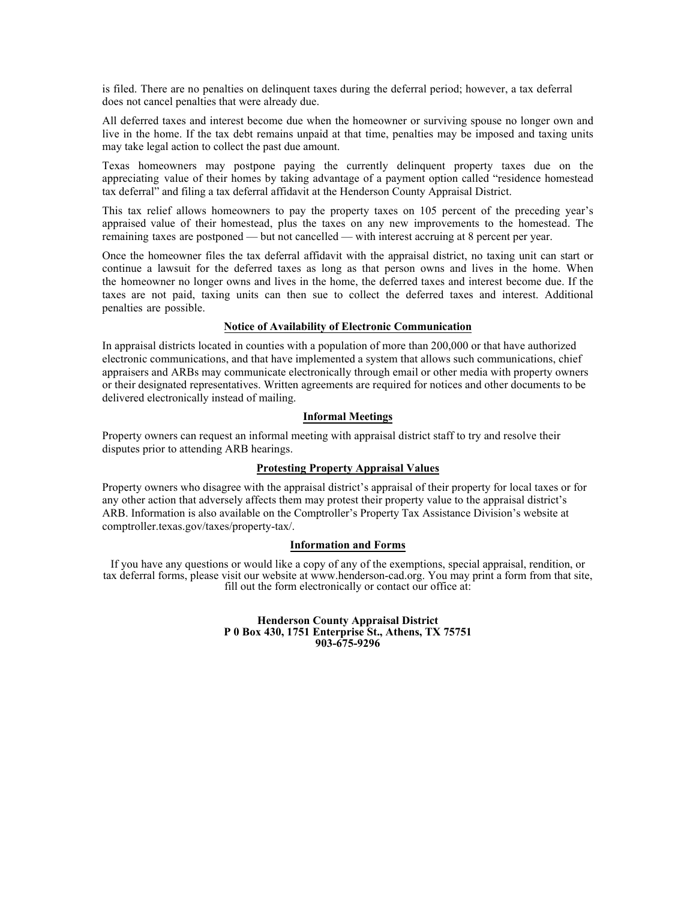is filed. There are no penalties on delinquent taxes during the deferral period; however, a tax deferral does not cancel penalties that were already due.

All deferred taxes and interest become due when the homeowner or surviving spouse no longer own and live in the home. If the tax debt remains unpaid at that time, penalties may be imposed and taxing units may take legal action to collect the past due amount.

Texas homeowners may postpone paying the currently delinquent property taxes due on the appreciating value of their homes by taking advantage of a payment option called "residence homestead tax deferral" and filing a tax deferral affidavit at the Henderson County Appraisal District.

This tax relief allows homeowners to pay the property taxes on 105 percent of the preceding year's appraised value of their homestead, plus the taxes on any new improvements to the homestead. The remaining taxes are postponed — but not cancelled — with interest accruing at 8 percent per year.

Once the homeowner files the tax deferral affidavit with the appraisal district, no taxing unit can start or continue a lawsuit for the deferred taxes as long as that person owns and lives in the home. When the homeowner no longer owns and lives in the home, the deferred taxes and interest become due. If the taxes are not paid, taxing units can then sue to collect the deferred taxes and interest. Additional penalties are possible.

## Notice of Availability of Electronic Communication

In appraisal districts located in counties with a population of more than 200,000 or that have authorized electronic communications, and that have implemented a system that allows such communications, chief appraisers and ARBs may communicate electronically through email or other media with property owners or their designated representatives. Written agreements are required for notices and other documents to be delivered electronically instead of mailing.

## Informal Meetings

Property owners can request an informal meeting with appraisal district staff to try and resolve their disputes prior to attending ARB hearings.

## Protesting Property Appraisal Values

Property owners who disagree with the appraisal district's appraisal of their property for local taxes or for any other action that adversely affects them may protest their property value to the appraisal district's ARB. Information is also available on the Comptroller's Property Tax Assistance Division's website at comptroller.texas.gov/taxes/property-tax/.

## Information and Forms

If you have any questions or would like a copy of any of the exemptions, special appraisal, rendition, or tax deferral forms, please visit our website at www.henderson-cad.org. You may print a form from that site, fill out the form electronically or contact our office at:

**Henderson County Appraisal District**
**P 0 Box 430, 1751 Enterprise St., Athens, TX 75751**
**903-675-9296**